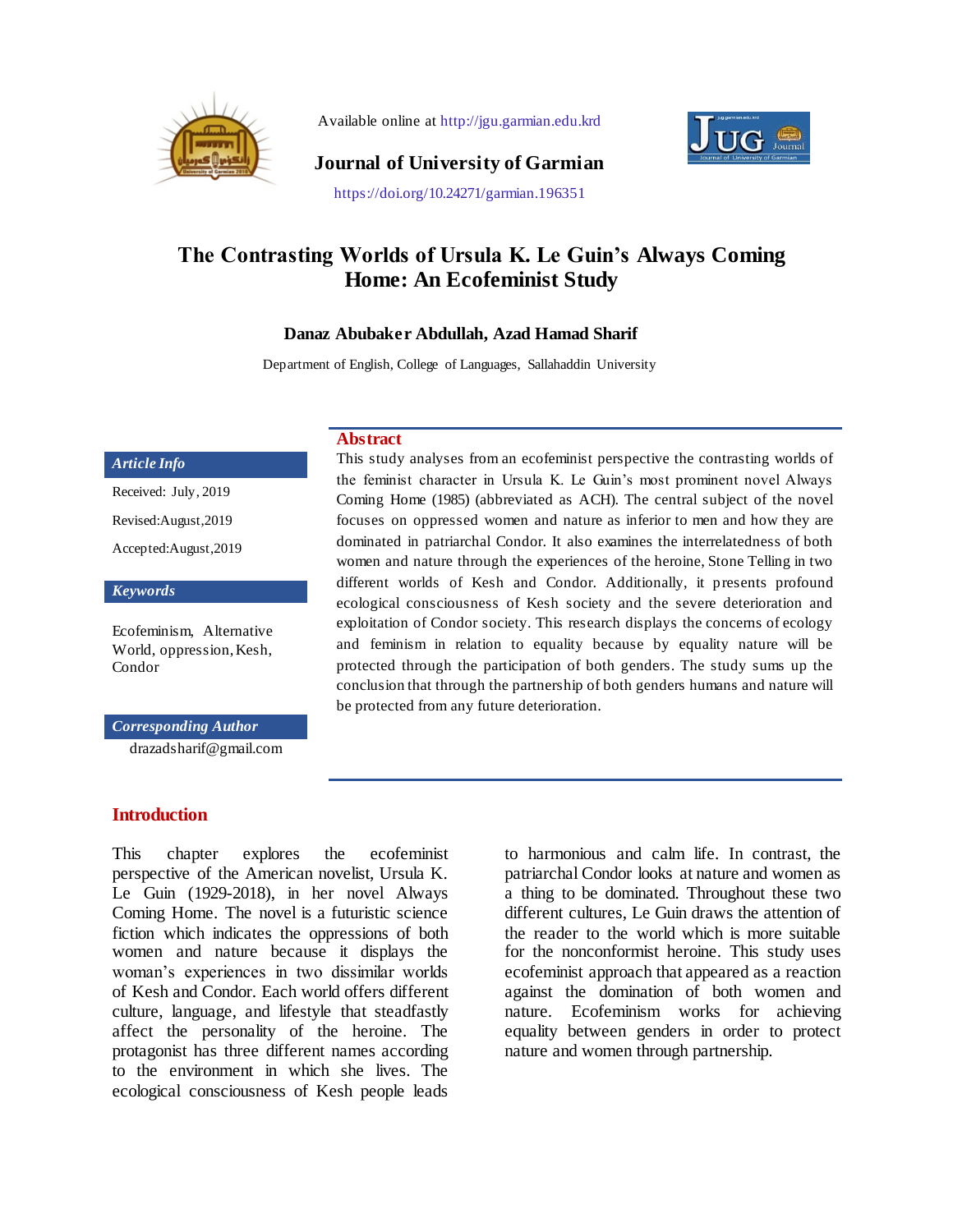Available online at http://jgu.garmian.edu.krd

**Journal of University of Garmian**

https://doi.org/10.24271/garmian.196351

# The Contrasting Worlds of Ursula K. Le Guin's Always Coming Home: An Ecofeminist Study

**Danaz Abubaker Abdullah, Azad Hamad Sharif**

Department of English, College of Languages, Sallahaddin University

***Article Info***

Received: July, 2019

Revised: August, 2019

Accepted: August, 2019

***Keywords***

Ecofeminism, Alternative World, oppression, Kesh, Condor

***Corresponding Author***

drazadsharif@gmail.com

## Abstract

This study analyses from an ecofeminist perspective the contrasting worlds of the feminist character in Ursula K. Le Guin's most prominent novel Always Coming Home (1985) (abbreviated as ACH). The central subject of the novel focuses on oppressed women and nature as inferior to men and how they are dominated in patriarchal Condor. It also examines the interrelatedness of both women and nature through the experiences of the heroine, Stone Telling in two different worlds of Kesh and Condor. Additionally, it presents profound ecological consciousness of Kesh society and the severe deterioration and exploitation of Condor society. This research displays the concerns of ecology and feminism in relation to equality because by equality nature will be protected through the participation of both genders. The study sums up the conclusion that through the partnership of both genders humans and nature will be protected from any future deterioration.

## Introduction

This chapter explores the ecofeminist perspective of the American novelist, Ursula K. Le Guin (1929-2018), in her novel Always Coming Home. The novel is a futuristic science fiction which indicates the oppressions of both women and nature because it displays the woman's experiences in two dissimilar worlds of Kesh and Condor. Each world offers different culture, language, and lifestyle that steadfastly affect the personality of the heroine. The protagonist has three different names according to the environment in which she lives. The ecological consciousness of Kesh people leads to harmonious and calm life. In contrast, the patriarchal Condor looks at nature and women as a thing to be dominated. Throughout these two different cultures, Le Guin draws the attention of the reader to the world which is more suitable for the nonconformist heroine. This study uses ecofeminist approach that appeared as a reaction against the domination of both women and nature. Ecofeminism works for achieving equality between genders in order to protect nature and women through partnership.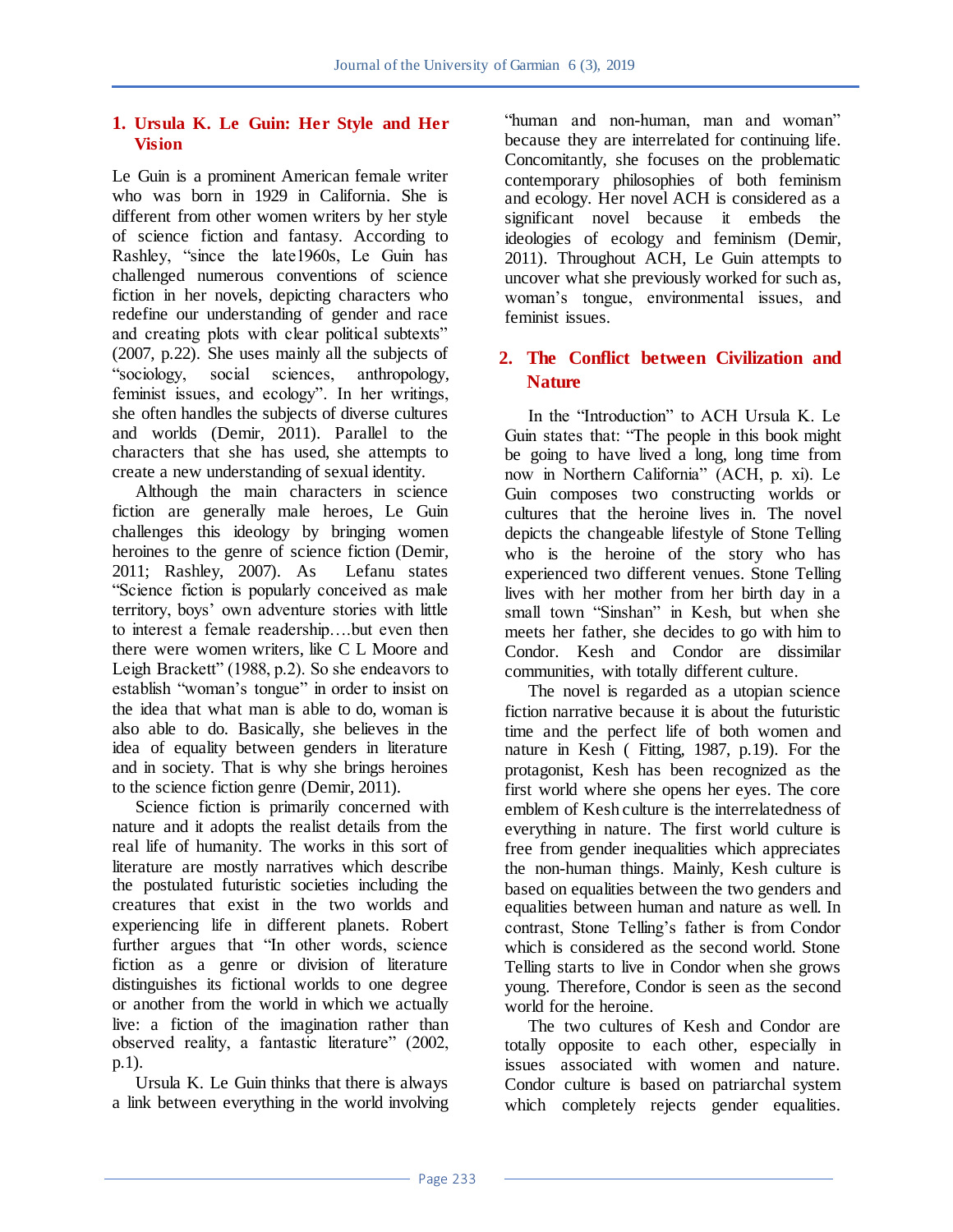## 1. Ursula K. Le Guin: Her Style and Her Vision

Le Guin is a prominent American female writer who was born in 1929 in California. She is different from other women writers by her style of science fiction and fantasy. According to Rashley, "since the late1960s, Le Guin has challenged numerous conventions of science fiction in her novels, depicting characters who redefine our understanding of gender and race and creating plots with clear political subtexts" (2007, p.22). She uses mainly all the subjects of "sociology, social sciences, anthropology, feminist issues, and ecology". In her writings, she often handles the subjects of diverse cultures and worlds (Demir, 2011). Parallel to the characters that she has used, she attempts to create a new understanding of sexual identity.

Although the main characters in science fiction are generally male heroes, Le Guin challenges this ideology by bringing women heroines to the genre of science fiction (Demir, 2011; Rashley, 2007). As Lefanu states "Science fiction is popularly conceived as male territory, boys' own adventure stories with little to interest a female readership….but even then there were women writers, like C L Moore and Leigh Brackett" (1988, p.2). So she endeavors to establish "woman's tongue" in order to insist on the idea that what man is able to do, woman is also able to do. Basically, she believes in the idea of equality between genders in literature and in society. That is why she brings heroines to the science fiction genre (Demir, 2011).

Science fiction is primarily concerned with nature and it adopts the realist details from the real life of humanity. The works in this sort of literature are mostly narratives which describe the postulated futuristic societies including the creatures that exist in the two worlds and experiencing life in different planets. Robert further argues that "In other words, science fiction as a genre or division of literature distinguishes its fictional worlds to one degree or another from the world in which we actually live: a fiction of the imagination rather than observed reality, a fantastic literature" (2002, p.1).

Ursula K. Le Guin thinks that there is always a link between everything in the world involving "human and non-human, man and woman" because they are interrelated for continuing life. Concomitantly, she focuses on the problematic contemporary philosophies of both feminism and ecology. Her novel ACH is considered as a significant novel because it embeds the ideologies of ecology and feminism (Demir, 2011). Throughout ACH, Le Guin attempts to uncover what she previously worked for such as, woman's tongue, environmental issues, and feminist issues.

## 2. The Conflict between Civilization and Nature

In the "Introduction" to ACH Ursula K. Le Guin states that: "The people in this book might be going to have lived a long, long time from now in Northern California" (ACH, p. xi). Le Guin composes two constructing worlds or cultures that the heroine lives in. The novel depicts the changeable lifestyle of Stone Telling who is the heroine of the story who has experienced two different venues. Stone Telling lives with her mother from her birth day in a small town "Sinshan" in Kesh, but when she meets her father, she decides to go with him to Condor. Kesh and Condor are dissimilar communities, with totally different culture.

The novel is regarded as a utopian science fiction narrative because it is about the futuristic time and the perfect life of both women and nature in Kesh ( Fitting, 1987, p.19). For the protagonist, Kesh has been recognized as the first world where she opens her eyes. The core emblem of Kesh culture is the interrelatedness of everything in nature. The first world culture is free from gender inequalities which appreciates the non-human things. Mainly, Kesh culture is based on equalities between the two genders and equalities between human and nature as well. In contrast, Stone Telling's father is from Condor which is considered as the second world. Stone Telling starts to live in Condor when she grows young. Therefore, Condor is seen as the second world for the heroine.

The two cultures of Kesh and Condor are totally opposite to each other, especially in issues associated with women and nature. Condor culture is based on patriarchal system which completely rejects gender equalities.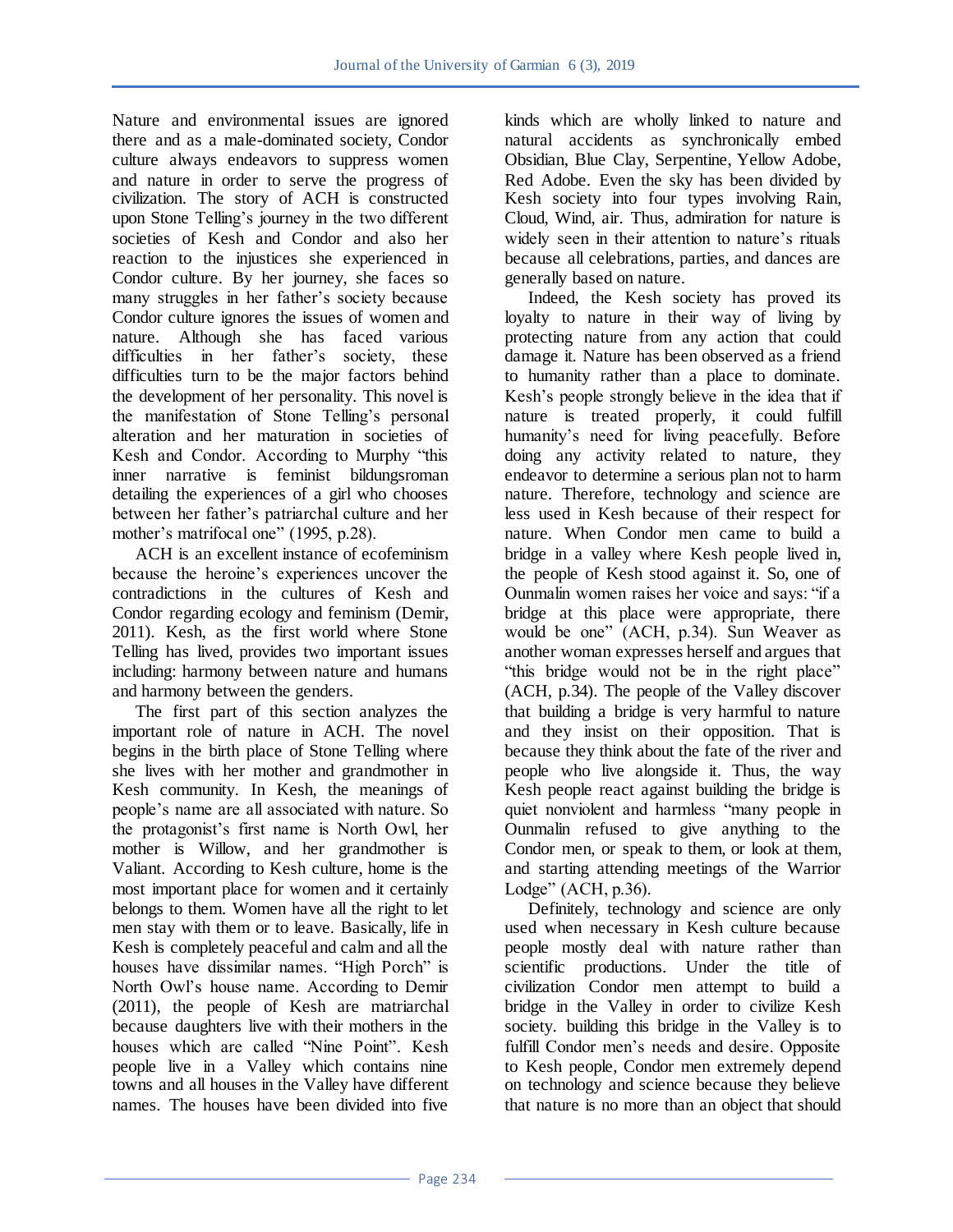Nature and environmental issues are ignored there and as a male-dominated society, Condor culture always endeavors to suppress women and nature in order to serve the progress of civilization. The story of ACH is constructed upon Stone Telling's journey in the two different societies of Kesh and Condor and also her reaction to the injustices she experienced in Condor culture. By her journey, she faces so many struggles in her father's society because Condor culture ignores the issues of women and nature. Although she has faced various difficulties in her father's society, these difficulties turn to be the major factors behind the development of her personality. This novel is the manifestation of Stone Telling's personal alteration and her maturation in societies of Kesh and Condor. According to Murphy "this inner narrative is feminist bildungsroman detailing the experiences of a girl who chooses between her father's patriarchal culture and her mother's matrifocal one" (1995, p.28).

ACH is an excellent instance of ecofeminism because the heroine's experiences uncover the contradictions in the cultures of Kesh and Condor regarding ecology and feminism (Demir, 2011). Kesh, as the first world where Stone Telling has lived, provides two important issues including: harmony between nature and humans and harmony between the genders.

The first part of this section analyzes the important role of nature in ACH. The novel begins in the birth place of Stone Telling where she lives with her mother and grandmother in Kesh community. In Kesh, the meanings of people's name are all associated with nature. So the protagonist's first name is North Owl, her mother is Willow, and her grandmother is Valiant. According to Kesh culture, home is the most important place for women and it certainly belongs to them. Women have all the right to let men stay with them or to leave. Basically, life in Kesh is completely peaceful and calm and all the houses have dissimilar names. "High Porch" is North Owl's house name. According to Demir (2011), the people of Kesh are matriarchal because daughters live with their mothers in the houses which are called "Nine Point". Kesh people live in a Valley which contains nine towns and all houses in the Valley have different names. The houses have been divided into five kinds which are wholly linked to nature and natural accidents as synchronically embed Obsidian, Blue Clay, Serpentine, Yellow Adobe, Red Adobe. Even the sky has been divided by Kesh society into four types involving Rain, Cloud, Wind, air. Thus, admiration for nature is widely seen in their attention to nature's rituals because all celebrations, parties, and dances are generally based on nature.

Indeed, the Kesh society has proved its loyalty to nature in their way of living by protecting nature from any action that could damage it. Nature has been observed as a friend to humanity rather than a place to dominate. Kesh's people strongly believe in the idea that if nature is treated properly, it could fulfill humanity's need for living peacefully. Before doing any activity related to nature, they endeavor to determine a serious plan not to harm nature. Therefore, technology and science are less used in Kesh because of their respect for nature. When Condor men came to build a bridge in a valley where Kesh people lived in, the people of Kesh stood against it. So, one of Ounmalin women raises her voice and says: "if a bridge at this place were appropriate, there would be one" (ACH, p.34). Sun Weaver as another woman expresses herself and argues that "this bridge would not be in the right place" (ACH, p.34). The people of the Valley discover that building a bridge is very harmful to nature and they insist on their opposition. That is because they think about the fate of the river and people who live alongside it. Thus, the way Kesh people react against building the bridge is quiet nonviolent and harmless "many people in Ounmalin refused to give anything to the Condor men, or speak to them, or look at them, and starting attending meetings of the Warrior Lodge" (ACH, p.36).

Definitely, technology and science are only used when necessary in Kesh culture because people mostly deal with nature rather than scientific productions. Under the title of civilization Condor men attempt to build a bridge in the Valley in order to civilize Kesh society. building this bridge in the Valley is to fulfill Condor men's needs and desire. Opposite to Kesh people, Condor men extremely depend on technology and science because they believe that nature is no more than an object that should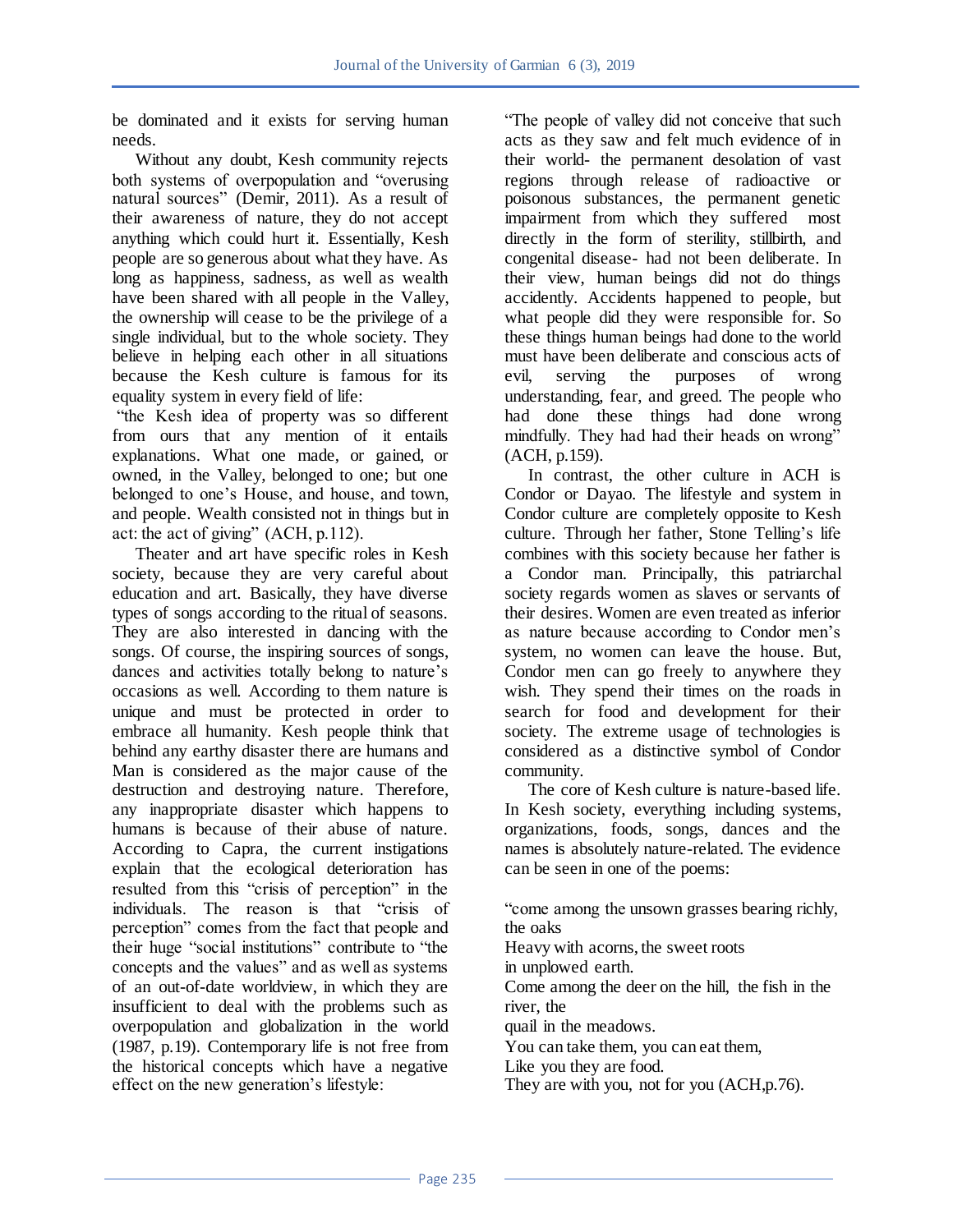be dominated and it exists for serving human needs.

Without any doubt, Kesh community rejects both systems of overpopulation and "overusing natural sources" (Demir, 2011). As a result of their awareness of nature, they do not accept anything which could hurt it. Essentially, Kesh people are so generous about what they have. As long as happiness, sadness, as well as wealth have been shared with all people in the Valley, the ownership will cease to be the privilege of a single individual, but to the whole society. They believe in helping each other in all situations because the Kesh culture is famous for its equality system in every field of life:

"the Kesh idea of property was so different from ours that any mention of it entails explanations. What one made, or gained, or owned, in the Valley, belonged to one; but one belonged to one's House, and house, and town, and people. Wealth consisted not in things but in act: the act of giving" (ACH, p.112).

Theater and art have specific roles in Kesh society, because they are very careful about education and art. Basically, they have diverse types of songs according to the ritual of seasons. They are also interested in dancing with the songs. Of course, the inspiring sources of songs, dances and activities totally belong to nature's occasions as well. According to them nature is unique and must be protected in order to embrace all humanity. Kesh people think that behind any earthy disaster there are humans and Man is considered as the major cause of the destruction and destroying nature. Therefore, any inappropriate disaster which happens to humans is because of their abuse of nature. According to Capra, the current instigations explain that the ecological deterioration has resulted from this "crisis of perception" in the individuals. The reason is that "crisis of perception" comes from the fact that people and their huge "social institutions" contribute to "the concepts and the values" and as well as systems of an out-of-date worldview, in which they are insufficient to deal with the problems such as overpopulation and globalization in the world (1987, p.19). Contemporary life is not free from the historical concepts which have a negative effect on the new generation's lifestyle:

"The people of valley did not conceive that such acts as they saw and felt much evidence of in their world- the permanent desolation of vast regions through release of radioactive or poisonous substances, the permanent genetic impairment from which they suffered most directly in the form of sterility, stillbirth, and congenital disease- had not been deliberate. In their view, human beings did not do things accidently. Accidents happened to people, but what people did they were responsible for. So these things human beings had done to the world must have been deliberate and conscious acts of evil, serving the purposes of wrong understanding, fear, and greed. The people who had done these things had done wrong mindfully. They had had their heads on wrong" (ACH, p.159).

In contrast, the other culture in ACH is Condor or Dayao. The lifestyle and system in Condor culture are completely opposite to Kesh culture. Through her father, Stone Telling's life combines with this society because her father is a Condor man. Principally, this patriarchal society regards women as slaves or servants of their desires. Women are even treated as inferior as nature because according to Condor men's system, no women can leave the house. But, Condor men can go freely to anywhere they wish. They spend their times on the roads in search for food and development for their society. The extreme usage of technologies is considered as a distinctive symbol of Condor community.

The core of Kesh culture is nature-based life. In Kesh society, everything including systems, organizations, foods, songs, dances and the names is absolutely nature-related. The evidence can be seen in one of the poems:

"come among the unsown grasses bearing richly, the oaks  
Heavy with acorns, the sweet roots  
in unplowed earth.  
Come among the deer on the hill, the fish in the river, the  
quail in the meadows.  
You can take them, you can eat them,  
Like you they are food.  
They are with you, not for you (ACH,p.76).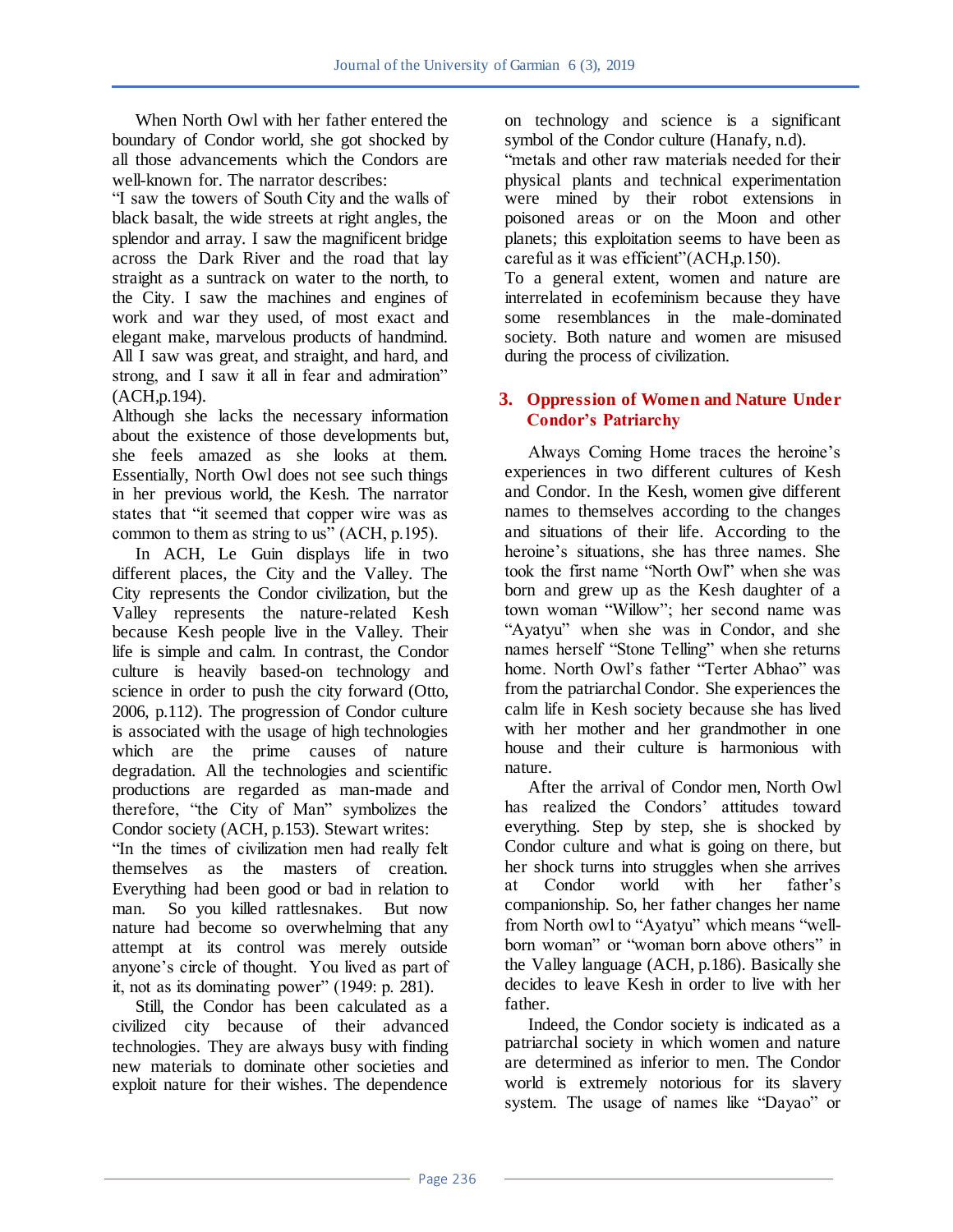When North Owl with her father entered the boundary of Condor world, she got shocked by all those advancements which the Condors are well-known for. The narrator describes:

"I saw the towers of South City and the walls of black basalt, the wide streets at right angles, the splendor and array. I saw the magnificent bridge across the Dark River and the road that lay straight as a suntrack on water to the north, to the City. I saw the machines and engines of work and war they used, of most exact and elegant make, marvelous products of handmind. All I saw was great, and straight, and hard, and strong, and I saw it all in fear and admiration" (ACH,p.194).

Although she lacks the necessary information about the existence of those developments but, she feels amazed as she looks at them. Essentially, North Owl does not see such things in her previous world, the Kesh. The narrator states that "it seemed that copper wire was as common to them as string to us" (ACH, p.195).

In ACH, Le Guin displays life in two different places, the City and the Valley. The City represents the Condor civilization, but the Valley represents the nature-related Kesh because Kesh people live in the Valley. Their life is simple and calm. In contrast, the Condor culture is heavily based-on technology and science in order to push the city forward (Otto, 2006, p.112). The progression of Condor culture is associated with the usage of high technologies which are the prime causes of nature degradation. All the technologies and scientific productions are regarded as man-made and therefore, "the City of Man" symbolizes the Condor society (ACH, p.153). Stewart writes:

"In the times of civilization men had really felt themselves as the masters of creation. Everything had been good or bad in relation to man. So you killed rattlesnakes. But now nature had become so overwhelming that any attempt at its control was merely outside anyone's circle of thought. You lived as part of it, not as its dominating power" (1949: p. 281).

Still, the Condor has been calculated as a civilized city because of their advanced technologies. They are always busy with finding new materials to dominate other societies and exploit nature for their wishes. The dependence on technology and science is a significant symbol of the Condor culture (Hanafy, n.d).

"metals and other raw materials needed for their physical plants and technical experimentation were mined by their robot extensions in poisoned areas or on the Moon and other planets; this exploitation seems to have been as careful as it was efficient"(ACH,p.150).

To a general extent, women and nature are interrelated in ecofeminism because they have some resemblances in the male-dominated society. Both nature and women are misused during the process of civilization.

## 3. Oppression of Women and Nature Under Condor's Patriarchy

Always Coming Home traces the heroine's experiences in two different cultures of Kesh and Condor. In the Kesh, women give different names to themselves according to the changes and situations of their life. According to the heroine's situations, she has three names. She took the first name "North Owl" when she was born and grew up as the Kesh daughter of a town woman "Willow"; her second name was "Ayatyu" when she was in Condor, and she names herself "Stone Telling" when she returns home. North Owl's father "Terter Abhao" was from the patriarchal Condor. She experiences the calm life in Kesh society because she has lived with her mother and her grandmother in one house and their culture is harmonious with nature.

After the arrival of Condor men, North Owl has realized the Condors' attitudes toward everything. Step by step, she is shocked by Condor culture and what is going on there, but her shock turns into struggles when she arrives at Condor world with her father's companionship. So, her father changes her name from North owl to "Ayatyu" which means "well-born woman" or "woman born above others" in the Valley language (ACH, p.186). Basically she decides to leave Kesh in order to live with her father.

Indeed, the Condor society is indicated as a patriarchal society in which women and nature are determined as inferior to men. The Condor world is extremely notorious for its slavery system. The usage of names like "Dayao" or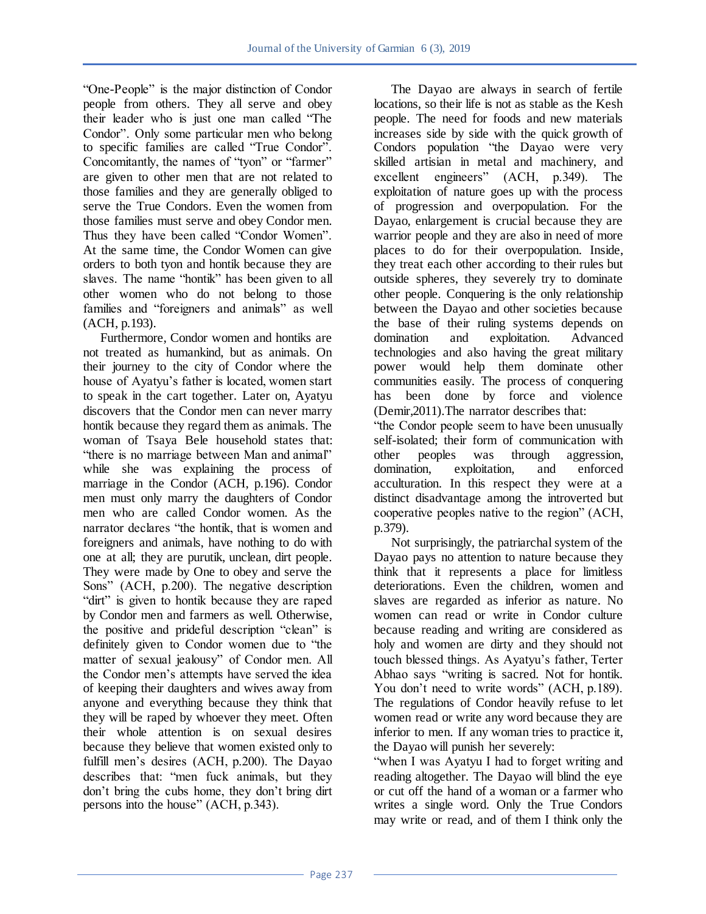"One-People" is the major distinction of Condor people from others. They all serve and obey their leader who is just one man called "The Condor". Only some particular men who belong to specific families are called "True Condor". Concomitantly, the names of "tyon" or "farmer" are given to other men that are not related to those families and they are generally obliged to serve the True Condors. Even the women from those families must serve and obey Condor men. Thus they have been called "Condor Women". At the same time, the Condor Women can give orders to both tyon and hontik because they are slaves. The name "hontik" has been given to all other women who do not belong to those families and "foreigners and animals" as well (ACH, p.193).

Furthermore, Condor women and hontiks are not treated as humankind, but as animals. On their journey to the city of Condor where the house of Ayatyu's father is located, women start to speak in the cart together. Later on, Ayatyu discovers that the Condor men can never marry hontik because they regard them as animals. The woman of Tsaya Bele household states that: "there is no marriage between Man and animal" while she was explaining the process of marriage in the Condor (ACH, p.196). Condor men must only marry the daughters of Condor men who are called Condor women. As the narrator declares "the hontik, that is women and foreigners and animals, have nothing to do with one at all; they are purutik, unclean, dirt people. They were made by One to obey and serve the Sons" (ACH, p.200). The negative description "dirt" is given to hontik because they are raped by Condor men and farmers as well. Otherwise, the positive and prideful description "clean" is definitely given to Condor women due to "the matter of sexual jealousy" of Condor men. All the Condor men's attempts have served the idea of keeping their daughters and wives away from anyone and everything because they think that they will be raped by whoever they meet. Often their whole attention is on sexual desires because they believe that women existed only to fulfill men's desires (ACH, p.200). The Dayao describes that: "men fuck animals, but they don't bring the cubs home, they don't bring dirt persons into the house" (ACH, p.343).

The Dayao are always in search of fertile locations, so their life is not as stable as the Kesh people. The need for foods and new materials increases side by side with the quick growth of Condors population "the Dayao were very skilled artisian in metal and machinery, and excellent engineers" (ACH, p.349). The exploitation of nature goes up with the process of progression and overpopulation. For the Dayao, enlargement is crucial because they are warrior people and they are also in need of more places to do for their overpopulation. Inside, they treat each other according to their rules but outside spheres, they severely try to dominate other people. Conquering is the only relationship between the Dayao and other societies because the base of their ruling systems depends on domination and exploitation. Advanced technologies and also having the great military power would help them dominate other communities easily. The process of conquering has been done by force and violence (Demir,2011).The narrator describes that:

"the Condor people seem to have been unusually self-isolated; their form of communication with other peoples was through aggression, domination, exploitation, and enforced acculturation. In this respect they were at a distinct disadvantage among the introverted but cooperative peoples native to the region" (ACH, p.379).

Not surprisingly, the patriarchal system of the Dayao pays no attention to nature because they think that it represents a place for limitless deteriorations. Even the children, women and slaves are regarded as inferior as nature. No women can read or write in Condor culture because reading and writing are considered as holy and women are dirty and they should not touch blessed things. As Ayatyu's father, Terter Abhao says "writing is sacred. Not for hontik. You don't need to write words" (ACH, p.189). The regulations of Condor heavily refuse to let women read or write any word because they are inferior to men. If any woman tries to practice it, the Dayao will punish her severely:

"when I was Ayatyu I had to forget writing and reading altogether. The Dayao will blind the eye or cut off the hand of a woman or a farmer who writes a single word. Only the True Condors may write or read, and of them I think only the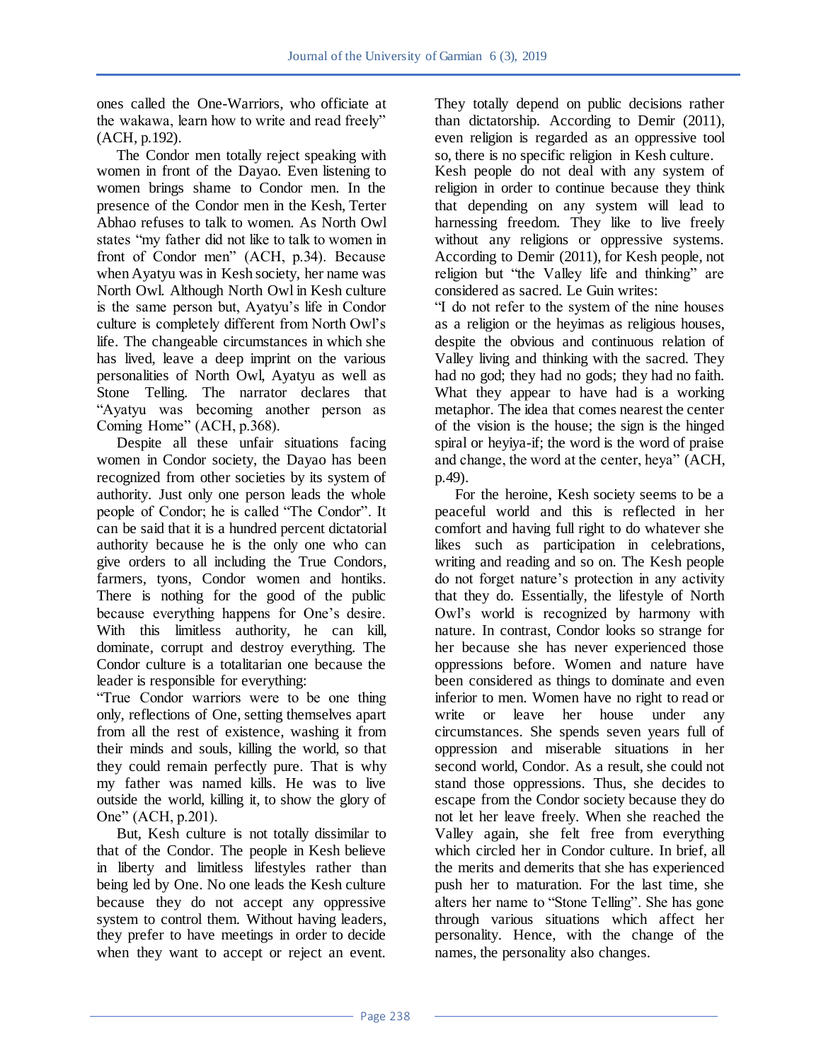ones called the One-Warriors, who officiate at the wakawa, learn how to write and read freely" (ACH, p.192).

The Condor men totally reject speaking with women in front of the Dayao. Even listening to women brings shame to Condor men. In the presence of the Condor men in the Kesh, Terter Abhao refuses to talk to women. As North Owl states "my father did not like to talk to women in front of Condor men" (ACH, p.34). Because when Ayatyu was in Kesh society, her name was North Owl. Although North Owl in Kesh culture is the same person but, Ayatyu's life in Condor culture is completely different from North Owl's life. The changeable circumstances in which she has lived, leave a deep imprint on the various personalities of North Owl, Ayatyu as well as Stone Telling. The narrator declares that "Ayatyu was becoming another person as Coming Home" (ACH, p.368).

Despite all these unfair situations facing women in Condor society, the Dayao has been recognized from other societies by its system of authority. Just only one person leads the whole people of Condor; he is called "The Condor". It can be said that it is a hundred percent dictatorial authority because he is the only one who can give orders to all including the True Condors, farmers, tyons, Condor women and hontiks. There is nothing for the good of the public because everything happens for One's desire. With this limitless authority, he can kill, dominate, corrupt and destroy everything. The Condor culture is a totalitarian one because the leader is responsible for everything:

"True Condor warriors were to be one thing only, reflections of One, setting themselves apart from all the rest of existence, washing it from their minds and souls, killing the world, so that they could remain perfectly pure. That is why my father was named kills. He was to live outside the world, killing it, to show the glory of One" (ACH, p.201).

But, Kesh culture is not totally dissimilar to that of the Condor. The people in Kesh believe in liberty and limitless lifestyles rather than being led by One. No one leads the Kesh culture because they do not accept any oppressive system to control them. Without having leaders, they prefer to have meetings in order to decide when they want to accept or reject an event. They totally depend on public decisions rather than dictatorship. According to Demir (2011), even religion is regarded as an oppressive tool so, there is no specific religion in Kesh culture. Kesh people do not deal with any system of religion in order to continue because they think that depending on any system will lead to harnessing freedom. They like to live freely without any religions or oppressive systems. According to Demir (2011), for Kesh people, not religion but "the Valley life and thinking" are considered as sacred. Le Guin writes:

"I do not refer to the system of the nine houses as a religion or the heyimas as religious houses, despite the obvious and continuous relation of Valley living and thinking with the sacred. They had no god; they had no gods; they had no faith. What they appear to have had is a working metaphor. The idea that comes nearest the center of the vision is the house; the sign is the hinged spiral or heyiya-if; the word is the word of praise and change, the word at the center, heya" (ACH, p.49).

For the heroine, Kesh society seems to be a peaceful world and this is reflected in her comfort and having full right to do whatever she likes such as participation in celebrations, writing and reading and so on. The Kesh people do not forget nature's protection in any activity that they do. Essentially, the lifestyle of North Owl's world is recognized by harmony with nature. In contrast, Condor looks so strange for her because she has never experienced those oppressions before. Women and nature have been considered as things to dominate and even inferior to men. Women have no right to read or write or leave her house under any circumstances. She spends seven years full of oppression and miserable situations in her second world, Condor. As a result, she could not stand those oppressions. Thus, she decides to escape from the Condor society because they do not let her leave freely. When she reached the Valley again, she felt free from everything which circled her in Condor culture. In brief, all the merits and demerits that she has experienced push her to maturation. For the last time, she alters her name to "Stone Telling". She has gone through various situations which affect her personality. Hence, with the change of the names, the personality also changes.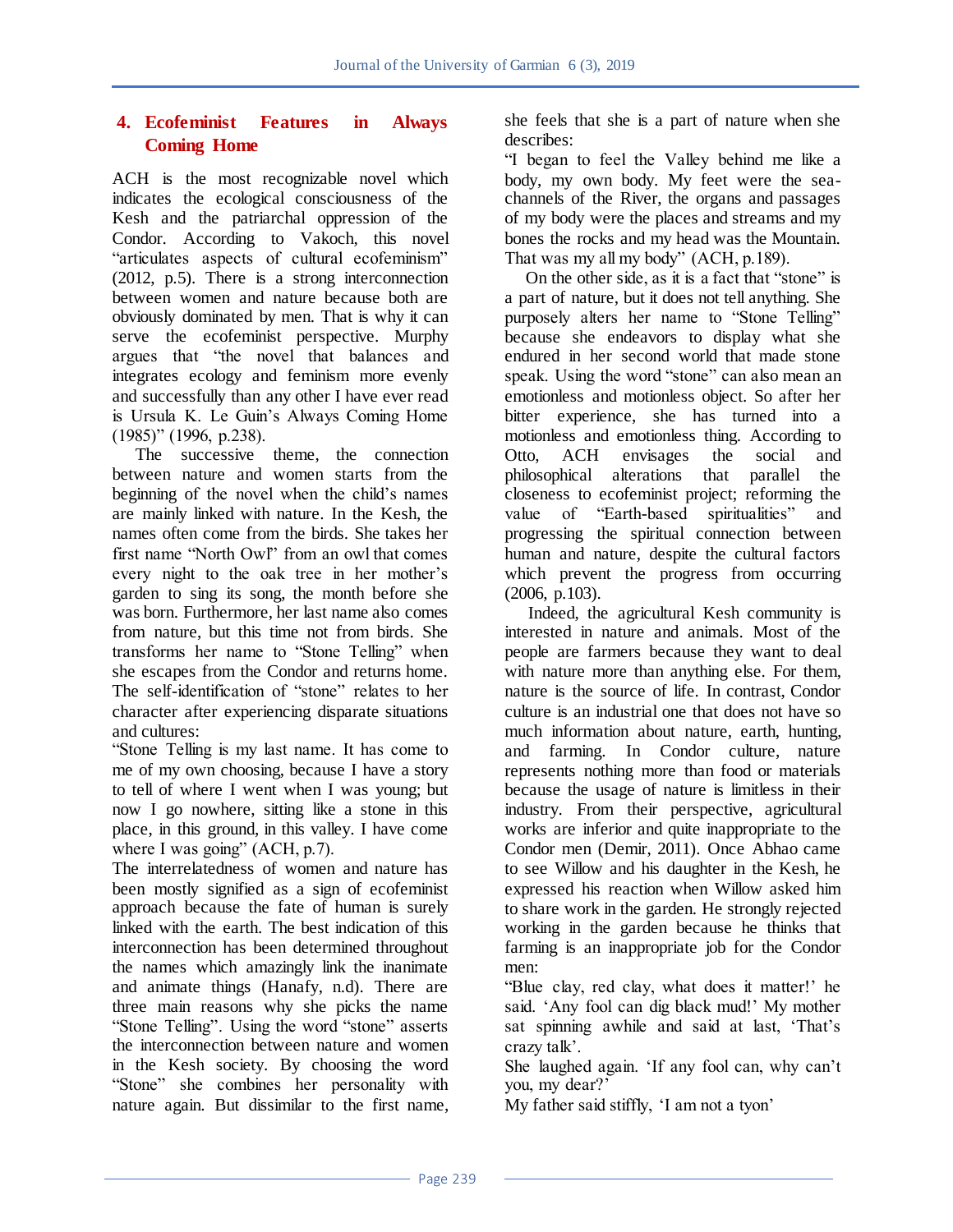## 4. Ecofeminist Features in Always Coming Home

ACH is the most recognizable novel which indicates the ecological consciousness of the Kesh and the patriarchal oppression of the Condor. According to Vakoch, this novel "articulates aspects of cultural ecofeminism" (2012, p.5). There is a strong interconnection between women and nature because both are obviously dominated by men. That is why it can serve the ecofeminist perspective. Murphy argues that "the novel that balances and integrates ecology and feminism more evenly and successfully than any other I have ever read is Ursula K. Le Guin's Always Coming Home (1985)" (1996, p.238).

The successive theme, the connection between nature and women starts from the beginning of the novel when the child's names are mainly linked with nature. In the Kesh, the names often come from the birds. She takes her first name "North Owl" from an owl that comes every night to the oak tree in her mother's garden to sing its song, the month before she was born. Furthermore, her last name also comes from nature, but this time not from birds. She transforms her name to "Stone Telling" when she escapes from the Condor and returns home. The self-identification of "stone" relates to her character after experiencing disparate situations and cultures:

"Stone Telling is my last name. It has come to me of my own choosing, because I have a story to tell of where I went when I was young; but now I go nowhere, sitting like a stone in this place, in this ground, in this valley. I have come where I was going" (ACH, p.7).

The interrelatedness of women and nature has been mostly signified as a sign of ecofeminist approach because the fate of human is surely linked with the earth. The best indication of this interconnection has been determined throughout the names which amazingly link the inanimate and animate things (Hanafy, n.d). There are three main reasons why she picks the name "Stone Telling". Using the word "stone" asserts the interconnection between nature and women in the Kesh society. By choosing the word "Stone" she combines her personality with nature again. But dissimilar to the first name, she feels that she is a part of nature when she describes:

"I began to feel the Valley behind me like a body, my own body. My feet were the sea-channels of the River, the organs and passages of my body were the places and streams and my bones the rocks and my head was the Mountain. That was my all my body" (ACH, p.189).

On the other side, as it is a fact that "stone" is a part of nature, but it does not tell anything. She purposely alters her name to "Stone Telling" because she endeavors to display what she endured in her second world that made stone speak. Using the word "stone" can also mean an emotionless and motionless object. So after her bitter experience, she has turned into a motionless and emotionless thing. According to Otto, ACH envisages the social and philosophical alterations that parallel the closeness to ecofeminist project; reforming the value of "Earth-based spiritualities" and progressing the spiritual connection between human and nature, despite the cultural factors which prevent the progress from occurring (2006, p.103).

Indeed, the agricultural Kesh community is interested in nature and animals. Most of the people are farmers because they want to deal with nature more than anything else. For them, nature is the source of life. In contrast, Condor culture is an industrial one that does not have so much information about nature, earth, hunting, and farming. In Condor culture, nature represents nothing more than food or materials because the usage of nature is limitless in their industry. From their perspective, agricultural works are inferior and quite inappropriate to the Condor men (Demir, 2011). Once Abhao came to see Willow and his daughter in the Kesh, he expressed his reaction when Willow asked him to share work in the garden. He strongly rejected working in the garden because he thinks that farming is an inappropriate job for the Condor men:

"Blue clay, red clay, what does it matter!' he said. 'Any fool can dig black mud!' My mother sat spinning awhile and said at last, 'That's crazy talk'.

She laughed again. 'If any fool can, why can't you, my dear?'

My father said stiffly, 'I am not a tyon'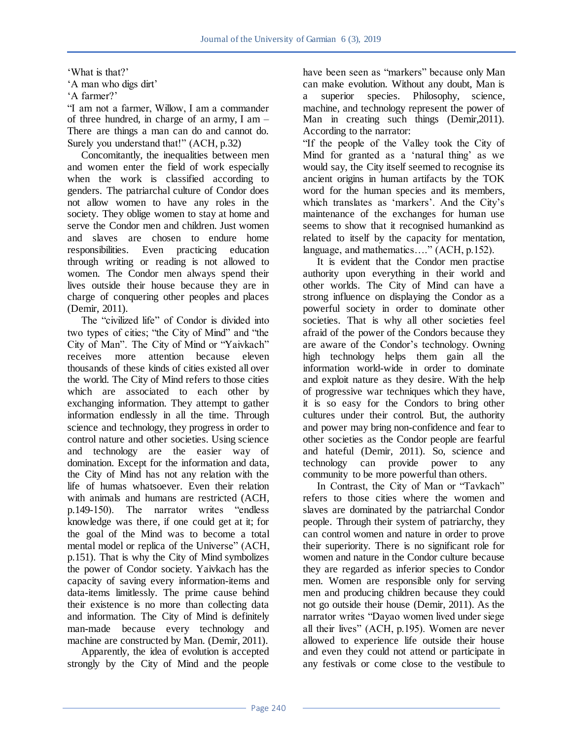'What is that?'

'A man who digs dirt'

'A farmer?'

"I am not a farmer, Willow, I am a commander of three hundred, in charge of an army, I am – There are things a man can do and cannot do. Surely you understand that!" (ACH, p.32)

Concomitantly, the inequalities between men and women enter the field of work especially when the work is classified according to genders. The patriarchal culture of Condor does not allow women to have any roles in the society. They oblige women to stay at home and serve the Condor men and children. Just women and slaves are chosen to endure home responsibilities. Even practicing education through writing or reading is not allowed to women. The Condor men always spend their lives outside their house because they are in charge of conquering other peoples and places (Demir, 2011).

The "civilized life" of Condor is divided into two types of cities; "the City of Mind" and "the City of Man". The City of Mind or "Yaivkach" receives more attention because eleven thousands of these kinds of cities existed all over the world. The City of Mind refers to those cities which are associated to each other by exchanging information. They attempt to gather information endlessly in all the time. Through science and technology, they progress in order to control nature and other societies. Using science and technology are the easier way of domination. Except for the information and data, the City of Mind has not any relation with the life of humas whatsoever. Even their relation with animals and humans are restricted (ACH, p.149-150). The narrator writes "endless knowledge was there, if one could get at it; for the goal of the Mind was to become a total mental model or replica of the Universe" (ACH, p.151). That is why the City of Mind symbolizes the power of Condor society. Yaivkach has the capacity of saving every information-items and data-items limitlessly. The prime cause behind their existence is no more than collecting data and information. The City of Mind is definitely man-made because every technology and machine are constructed by Man. (Demir, 2011).

Apparently, the idea of evolution is accepted strongly by the City of Mind and the people have been seen as "markers" because only Man can make evolution. Without any doubt, Man is a superior species. Philosophy, science, machine, and technology represent the power of Man in creating such things (Demir,2011). According to the narrator:

"If the people of the Valley took the City of Mind for granted as a 'natural thing' as we would say, the City itself seemed to recognise its ancient origins in human artifacts by the TOK word for the human species and its members, which translates as 'markers'. And the City's maintenance of the exchanges for human use seems to show that it recognised humankind as related to itself by the capacity for mentation, language, and mathematics…." (ACH, p.152).

It is evident that the Condor men practise authority upon everything in their world and other worlds. The City of Mind can have a strong influence on displaying the Condor as a powerful society in order to dominate other societies. That is why all other societies feel afraid of the power of the Condors because they are aware of the Condor's technology. Owning high technology helps them gain all the information world-wide in order to dominate and exploit nature as they desire. With the help of progressive war techniques which they have, it is so easy for the Condors to bring other cultures under their control. But, the authority and power may bring non-confidence and fear to other societies as the Condor people are fearful and hateful (Demir, 2011). So, science and technology can provide power to any community to be more powerful than others.

In Contrast, the City of Man or "Tavkach" refers to those cities where the women and slaves are dominated by the patriarchal Condor people. Through their system of patriarchy, they can control women and nature in order to prove their superiority. There is no significant role for women and nature in the Condor culture because they are regarded as inferior species to Condor men. Women are responsible only for serving men and producing children because they could not go outside their house (Demir, 2011). As the narrator writes "Dayao women lived under siege all their lives" (ACH, p.195). Women are never allowed to experience life outside their house and even they could not attend or participate in any festivals or come close to the vestibule to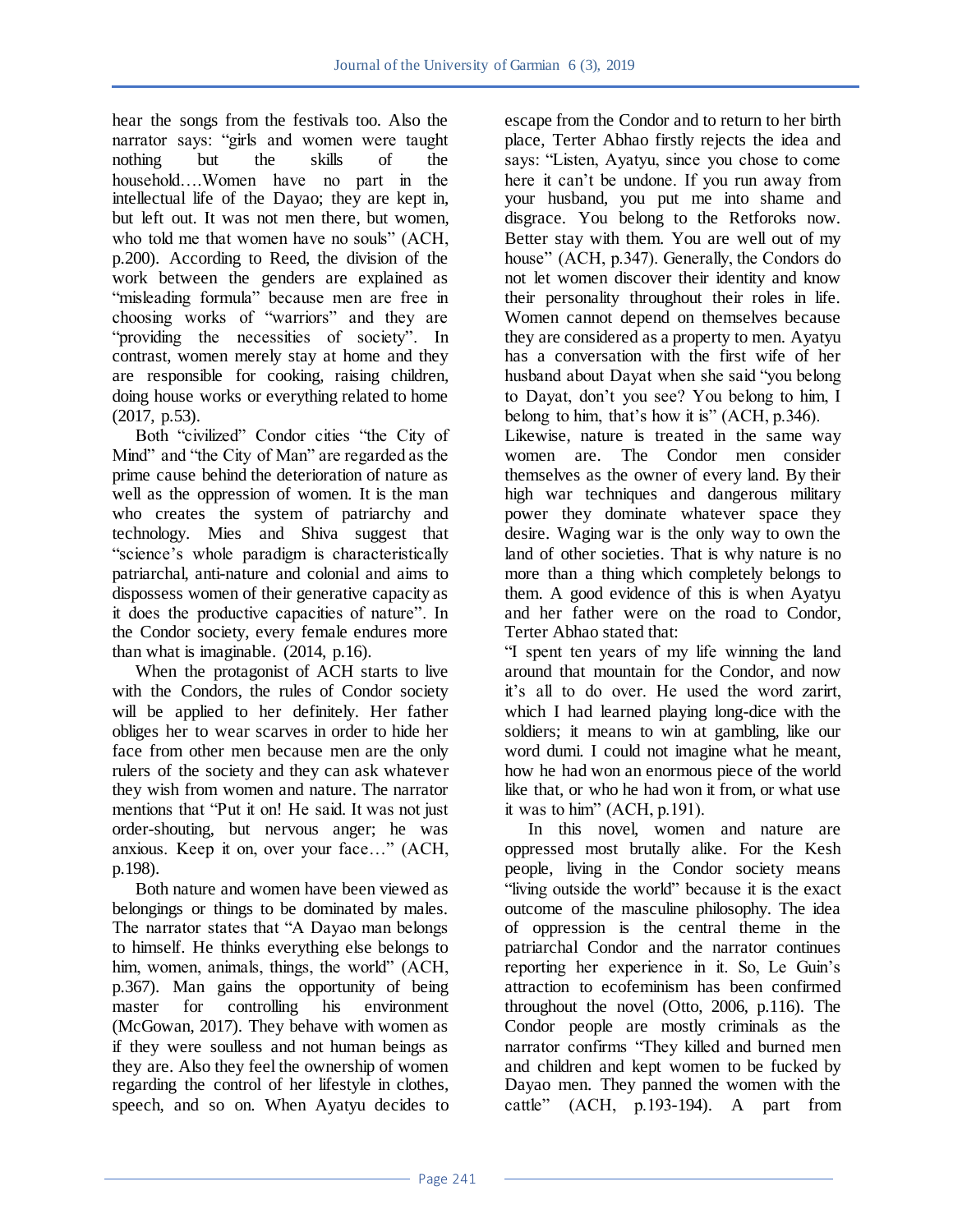hear the songs from the festivals too. Also the narrator says: "girls and women were taught nothing but the skills of the household….Women have no part in the intellectual life of the Dayao; they are kept in, but left out. It was not men there, but women, who told me that women have no souls" (ACH, p.200). According to Reed, the division of the work between the genders are explained as "misleading formula" because men are free in choosing works of "warriors" and they are "providing the necessities of society". In contrast, women merely stay at home and they are responsible for cooking, raising children, doing house works or everything related to home (2017, p.53).

Both "civilized" Condor cities "the City of Mind" and "the City of Man" are regarded as the prime cause behind the deterioration of nature as well as the oppression of women. It is the man who creates the system of patriarchy and technology. Mies and Shiva suggest that "science's whole paradigm is characteristically patriarchal, anti-nature and colonial and aims to dispossess women of their generative capacity as it does the productive capacities of nature". In the Condor society, every female endures more than what is imaginable. (2014, p.16).

When the protagonist of ACH starts to live with the Condors, the rules of Condor society will be applied to her definitely. Her father obliges her to wear scarves in order to hide her face from other men because men are the only rulers of the society and they can ask whatever they wish from women and nature. The narrator mentions that "Put it on! He said. It was not just order-shouting, but nervous anger; he was anxious. Keep it on, over your face…" (ACH, p.198).

Both nature and women have been viewed as belongings or things to be dominated by males. The narrator states that "A Dayao man belongs to himself. He thinks everything else belongs to him, women, animals, things, the world" (ACH, p.367). Man gains the opportunity of being master for controlling his environment (McGowan, 2017). They behave with women as if they were soulless and not human beings as they are. Also they feel the ownership of women regarding the control of her lifestyle in clothes, speech, and so on. When Ayatyu decides to escape from the Condor and to return to her birth place, Terter Abhao firstly rejects the idea and says: "Listen, Ayatyu, since you chose to come here it can't be undone. If you run away from your husband, you put me into shame and disgrace. You belong to the Retforoks now. Better stay with them. You are well out of my house" (ACH, p.347). Generally, the Condors do not let women discover their identity and know their personality throughout their roles in life. Women cannot depend on themselves because they are considered as a property to men. Ayatyu has a conversation with the first wife of her husband about Dayat when she said "you belong to Dayat, don't you see? You belong to him, I belong to him, that's how it is" (ACH, p.346).

Likewise, nature is treated in the same way women are. The Condor men consider themselves as the owner of every land. By their high war techniques and dangerous military power they dominate whatever space they desire. Waging war is the only way to own the land of other societies. That is why nature is no more than a thing which completely belongs to them. A good evidence of this is when Ayatyu and her father were on the road to Condor, Terter Abhao stated that:

"I spent ten years of my life winning the land around that mountain for the Condor, and now it's all to do over. He used the word zarirt, which I had learned playing long-dice with the soldiers; it means to win at gambling, like our word dumi. I could not imagine what he meant, how he had won an enormous piece of the world like that, or who he had won it from, or what use it was to him" (ACH, p.191).

In this novel, women and nature are oppressed most brutally alike. For the Kesh people, living in the Condor society means "living outside the world" because it is the exact outcome of the masculine philosophy. The idea of oppression is the central theme in the patriarchal Condor and the narrator continues reporting her experience in it. So, Le Guin's attraction to ecofeminism has been confirmed throughout the novel (Otto, 2006, p.116). The Condor people are mostly criminals as the narrator confirms "They killed and burned men and children and kept women to be fucked by Dayao men. They panned the women with the cattle" (ACH, p.193-194). A part from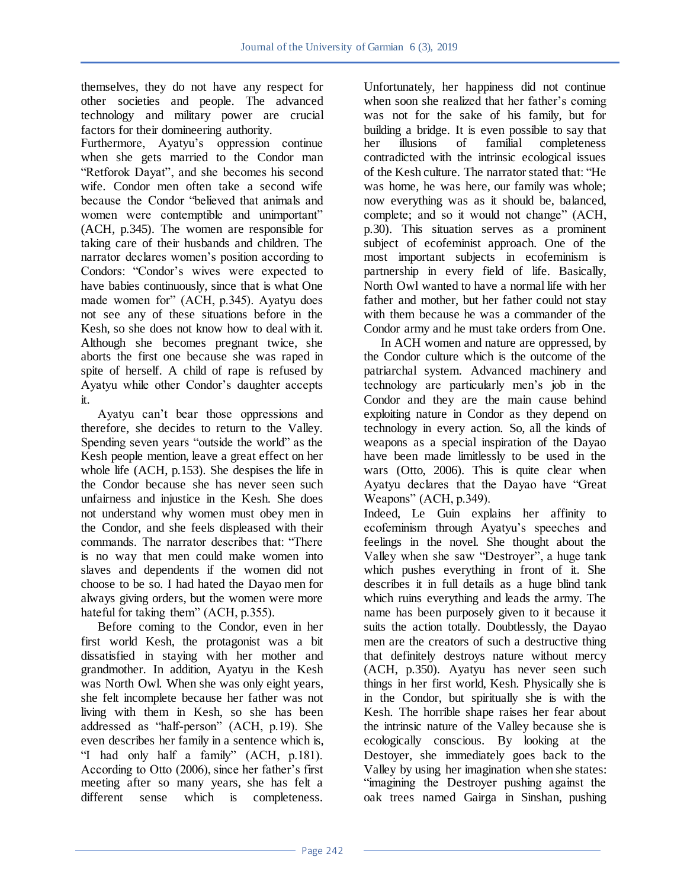themselves, they do not have any respect for other societies and people. The advanced technology and military power are crucial factors for their domineering authority.

Furthermore, Ayatyu's oppression continue when she gets married to the Condor man "Retforok Dayat", and she becomes his second wife. Condor men often take a second wife because the Condor "believed that animals and women were contemptible and unimportant" (ACH, p.345). The women are responsible for taking care of their husbands and children. The narrator declares women's position according to Condors: "Condor's wives were expected to have babies continuously, since that is what One made women for" (ACH, p.345). Ayatyu does not see any of these situations before in the Kesh, so she does not know how to deal with it. Although she becomes pregnant twice, she aborts the first one because she was raped in spite of herself. A child of rape is refused by Ayatyu while other Condor's daughter accepts it.

Ayatyu can't bear those oppressions and therefore, she decides to return to the Valley. Spending seven years "outside the world" as the Kesh people mention, leave a great effect on her whole life (ACH, p.153). She despises the life in the Condor because she has never seen such unfairness and injustice in the Kesh. She does not understand why women must obey men in the Condor, and she feels displeased with their commands. The narrator describes that: "There is no way that men could make women into slaves and dependents if the women did not choose to be so. I had hated the Dayao men for always giving orders, but the women were more hateful for taking them" (ACH, p.355).

Before coming to the Condor, even in her first world Kesh, the protagonist was a bit dissatisfied in staying with her mother and grandmother. In addition, Ayatyu in the Kesh was North Owl. When she was only eight years, she felt incomplete because her father was not living with them in Kesh, so she has been addressed as "half-person" (ACH, p.19). She even describes her family in a sentence which is, "I had only half a family" (ACH, p.181). According to Otto (2006), since her father's first meeting after so many years, she has felt a different sense which is completeness. Unfortunately, her happiness did not continue when soon she realized that her father's coming was not for the sake of his family, but for building a bridge. It is even possible to say that her illusions of familial completeness contradicted with the intrinsic ecological issues of the Kesh culture. The narrator stated that: "He was home, he was here, our family was whole; now everything was as it should be, balanced, complete; and so it would not change" (ACH, p.30). This situation serves as a prominent subject of ecofeminist approach. One of the most important subjects in ecofeminism is partnership in every field of life. Basically, North Owl wanted to have a normal life with her father and mother, but her father could not stay with them because he was a commander of the Condor army and he must take orders from One.

In ACH women and nature are oppressed, by the Condor culture which is the outcome of the patriarchal system. Advanced machinery and technology are particularly men's job in the Condor and they are the main cause behind exploiting nature in Condor as they depend on technology in every action. So, all the kinds of weapons as a special inspiration of the Dayao have been made limitlessly to be used in the wars (Otto, 2006). This is quite clear when Ayatyu declares that the Dayao have "Great Weapons" (ACH, p.349).

Indeed, Le Guin explains her affinity to ecofeminism through Ayatyu's speeches and feelings in the novel. She thought about the Valley when she saw "Destroyer", a huge tank which pushes everything in front of it. She describes it in full details as a huge blind tank which ruins everything and leads the army. The name has been purposely given to it because it suits the action totally. Doubtlessly, the Dayao men are the creators of such a destructive thing that definitely destroys nature without mercy (ACH, p.350). Ayatyu has never seen such things in her first world, Kesh. Physically she is in the Condor, but spiritually she is with the Kesh. The horrible shape raises her fear about the intrinsic nature of the Valley because she is ecologically conscious. By looking at the Destoyer, she immediately goes back to the Valley by using her imagination when she states: "imagining the Destroyer pushing against the oak trees named Gairga in Sinshan, pushing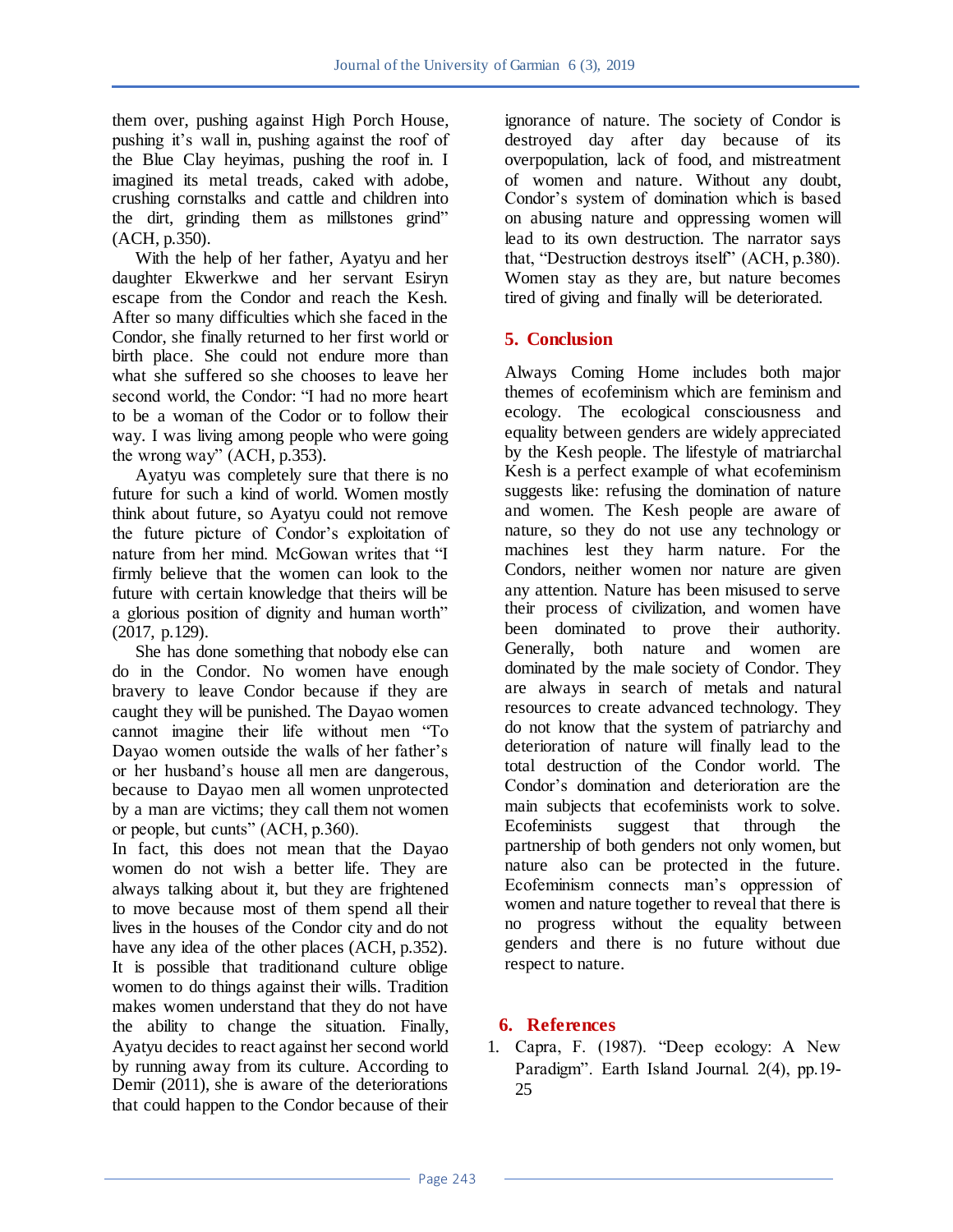them over, pushing against High Porch House, pushing it's wall in, pushing against the roof of the Blue Clay heyimas, pushing the roof in. I imagined its metal treads, caked with adobe, crushing cornstalks and cattle and children into the dirt, grinding them as millstones grind" (ACH, p.350).

With the help of her father, Ayatyu and her daughter Ekwerkwe and her servant Esiryn escape from the Condor and reach the Kesh. After so many difficulties which she faced in the Condor, she finally returned to her first world or birth place. She could not endure more than what she suffered so she chooses to leave her second world, the Condor: "I had no more heart to be a woman of the Codor or to follow their way. I was living among people who were going the wrong way" (ACH, p.353).

Ayatyu was completely sure that there is no future for such a kind of world. Women mostly think about future, so Ayatyu could not remove the future picture of Condor's exploitation of nature from her mind. McGowan writes that "I firmly believe that the women can look to the future with certain knowledge that theirs will be a glorious position of dignity and human worth" (2017, p.129).

She has done something that nobody else can do in the Condor. No women have enough bravery to leave Condor because if they are caught they will be punished. The Dayao women cannot imagine their life without men "To Dayao women outside the walls of her father's or her husband's house all men are dangerous, because to Dayao men all women unprotected by a man are victims; they call them not women or people, but cunts" (ACH, p.360).

In fact, this does not mean that the Dayao women do not wish a better life. They are always talking about it, but they are frightened to move because most of them spend all their lives in the houses of the Condor city and do not have any idea of the other places (ACH, p.352). It is possible that traditionand culture oblige women to do things against their wills. Tradition makes women understand that they do not have the ability to change the situation. Finally, Ayatyu decides to react against her second world by running away from its culture. According to Demir (2011), she is aware of the deteriorations that could happen to the Condor because of their ignorance of nature. The society of Condor is destroyed day after day because of its overpopulation, lack of food, and mistreatment of women and nature. Without any doubt, Condor's system of domination which is based on abusing nature and oppressing women will lead to its own destruction. The narrator says that, "Destruction destroys itself" (ACH, p.380). Women stay as they are, but nature becomes tired of giving and finally will be deteriorated.

## 5. Conclusion

Always Coming Home includes both major themes of ecofeminism which are feminism and ecology. The ecological consciousness and equality between genders are widely appreciated by the Kesh people. The lifestyle of matriarchal Kesh is a perfect example of what ecofeminism suggests like: refusing the domination of nature and women. The Kesh people are aware of nature, so they do not use any technology or machines lest they harm nature. For the Condors, neither women nor nature are given any attention. Nature has been misused to serve their process of civilization, and women have been dominated to prove their authority. Generally, both nature and women are dominated by the male society of Condor. They are always in search of metals and natural resources to create advanced technology. They do not know that the system of patriarchy and deterioration of nature will finally lead to the total destruction of the Condor world. The Condor's domination and deterioration are the main subjects that ecofeminists work to solve. Ecofeminists suggest that through the partnership of both genders not only women, but nature also can be protected in the future. Ecofeminism connects man's oppression of women and nature together to reveal that there is no progress without the equality between genders and there is no future without due respect to nature.

## 6. References

1. Capra, F. (1987). "Deep ecology: A New Paradigm". Earth Island Journal. 2(4), pp.19-25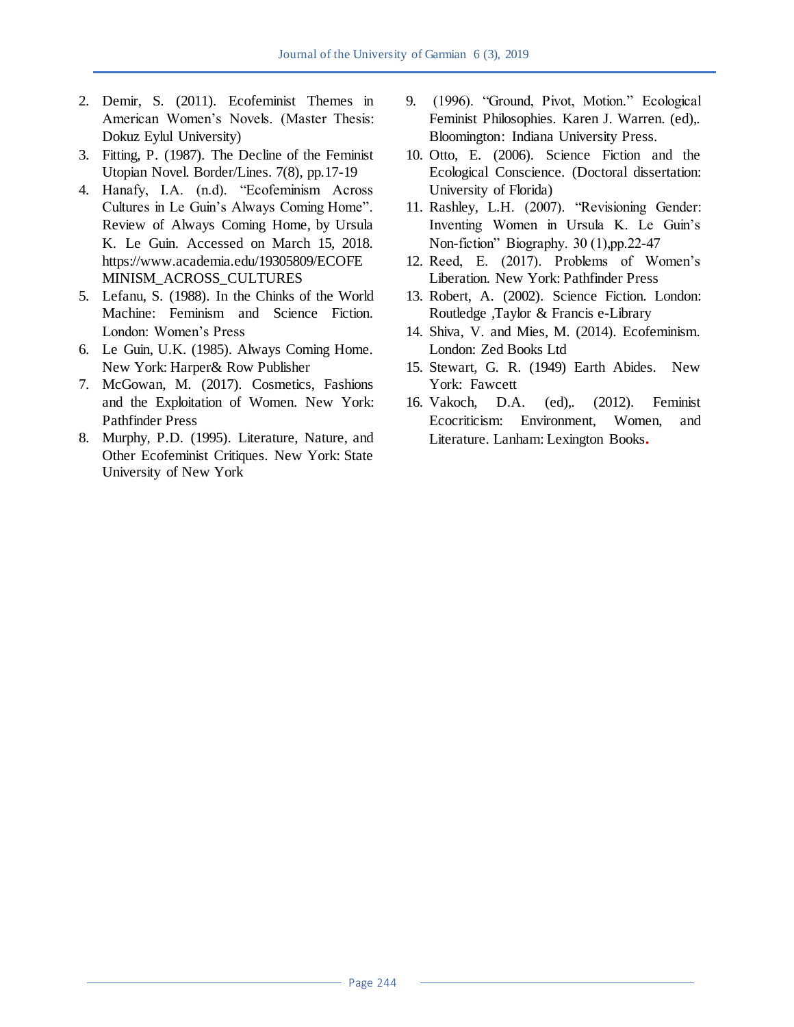2. Demir, S. (2011). Ecofeminist Themes in American Women's Novels. (Master Thesis: Dokuz Eylul University)
3. Fitting, P. (1987). The Decline of the Feminist Utopian Novel. Border/Lines. 7(8), pp.17-19
4. Hanafy, I.A. (n.d). "Ecofeminism Across Cultures in Le Guin's Always Coming Home". Review of Always Coming Home, by Ursula K. Le Guin. Accessed on March 15, 2018. https://www.academia.edu/19305809/ECOFEMINISM_ACROSS_CULTURES
5. Lefanu, S. (1988). In the Chinks of the World Machine: Feminism and Science Fiction. London: Women's Press
6. Le Guin, U.K. (1985). Always Coming Home. New York: Harper& Row Publisher
7. McGowan, M. (2017). Cosmetics, Fashions and the Exploitation of Women. New York: Pathfinder Press
8. Murphy, P.D. (1995). Literature, Nature, and Other Ecofeminist Critiques. New York: State University of New York
9. (1996). "Ground, Pivot, Motion." Ecological Feminist Philosophies. Karen J. Warren. (ed),. Bloomington: Indiana University Press.
10. Otto, E. (2006). Science Fiction and the Ecological Conscience. (Doctoral dissertation: University of Florida)
11. Rashley, L.H. (2007). "Revisioning Gender: Inventing Women in Ursula K. Le Guin's Non-fiction" Biography. 30 (1),pp.22-47
12. Reed, E. (2017). Problems of Women's Liberation. New York: Pathfinder Press
13. Robert, A. (2002). Science Fiction. London: Routledge ,Taylor & Francis e-Library
14. Shiva, V. and Mies, M. (2014). Ecofeminism. London: Zed Books Ltd
15. Stewart, G. R. (1949) Earth Abides. New York: Fawcett
16. Vakoch, D.A. (ed),. (2012). Feminist Ecocriticism: Environment, Women, and Literature. Lanham: Lexington Books.